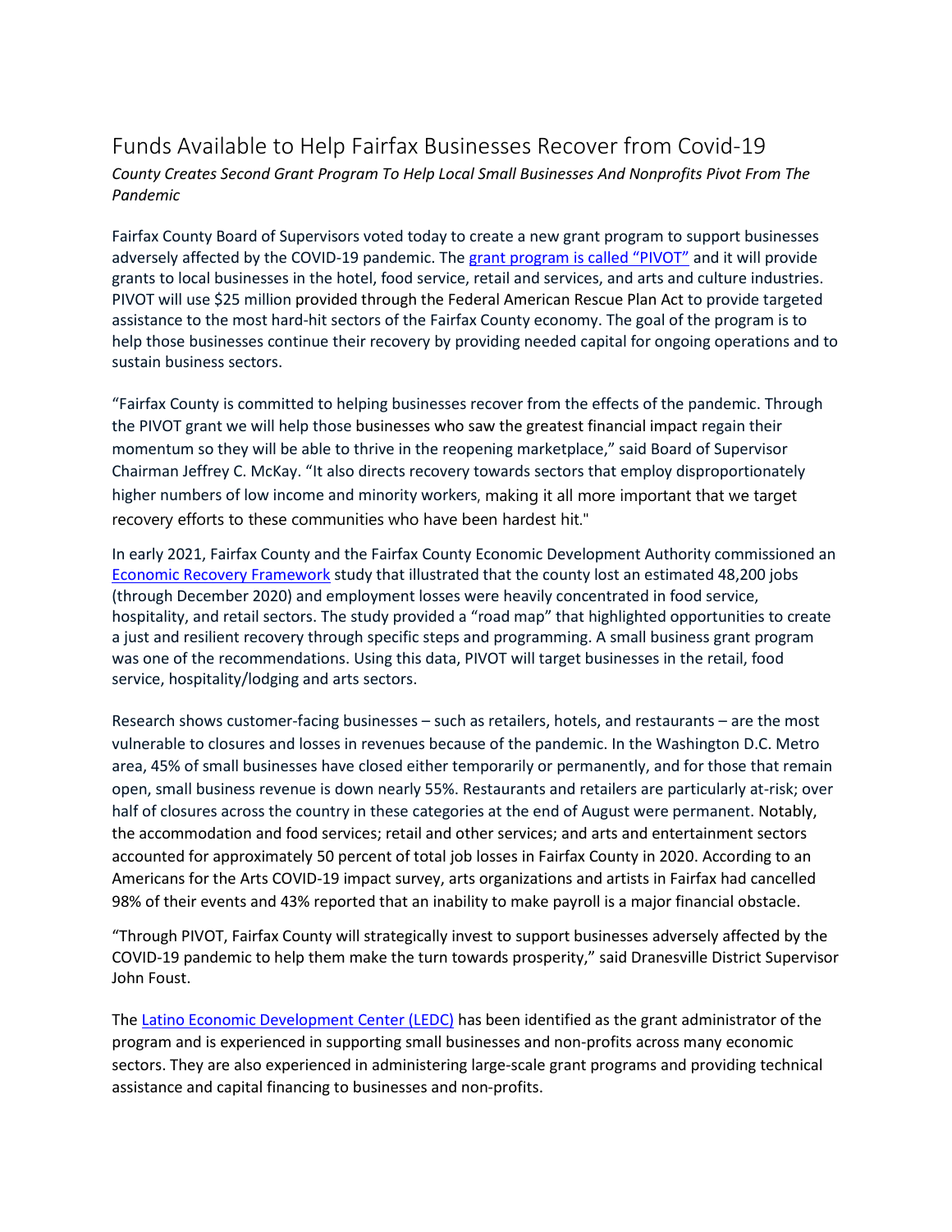# Funds Available to Help Fairfax Businesses Recover from Covid-19

*County Creates Second Grant Program To Help Local Small Businesses And Nonprofits Pivot From The Pandemic*

Fairfax County Board of Supervisors voted today to create a new grant program to support businesses adversely affected by the COVID-19 pandemic. The [grant program is called "PIVOT"] and it will provide grants to local businesses in the hotel, food service, retail and services, and arts and culture industries. PIVOT will use $25 million provided through the Federal American Rescue Plan Act to provide targeted assistance to the most hard-hit sectors of the Fairfax County economy. The goal of the program is to help those businesses continue their recovery by providing needed capital for ongoing operations and to sustain business sectors.

"Fairfax County is committed to helping businesses recover from the effects of the pandemic. Through the PIVOT grant we will help those businesses who saw the greatest financial impact regain their momentum so they will be able to thrive in the reopening marketplace," said Board of Supervisor Chairman Jeffrey C. McKay. "It also directs recovery towards sectors that employ disproportionately higher numbers of low income and minority workers, making it all more important that we target recovery efforts to these communities who have been hardest hit."

In early 2021, Fairfax County and the Fairfax County Economic Development Authority commissioned an [Economic Recovery Framework] study that illustrated that the county lost an estimated 48,200 jobs (through December 2020) and employment losses were heavily concentrated in food service, hospitality, and retail sectors. The study provided a "road map" that highlighted opportunities to create a just and resilient recovery through specific steps and programming. A small business grant program was one of the recommendations. Using this data, PIVOT will target businesses in the retail, food service, hospitality/lodging and arts sectors.

Research shows customer-facing businesses – such as retailers, hotels, and restaurants – are the most vulnerable to closures and losses in revenues because of the pandemic. In the Washington D.C. Metro area, 45% of small businesses have closed either temporarily or permanently, and for those that remain open, small business revenue is down nearly 55%. Restaurants and retailers are particularly at-risk; over half of closures across the country in these categories at the end of August were permanent. Notably, the accommodation and food services; retail and other services; and arts and entertainment sectors accounted for approximately 50 percent of total job losses in Fairfax County in 2020. According to an Americans for the Arts COVID-19 impact survey, arts organizations and artists in Fairfax had cancelled 98% of their events and 43% reported that an inability to make payroll is a major financial obstacle.

"Through PIVOT, Fairfax County will strategically invest to support businesses adversely affected by the COVID-19 pandemic to help them make the turn towards prosperity," said Dranesville District Supervisor John Foust.

The [Latino Economic Development Center (LEDC)] has been identified as the grant administrator of the program and is experienced in supporting small businesses and non-profits across many economic sectors. They are also experienced in administering large-scale grant programs and providing technical assistance and capital financing to businesses and non-profits.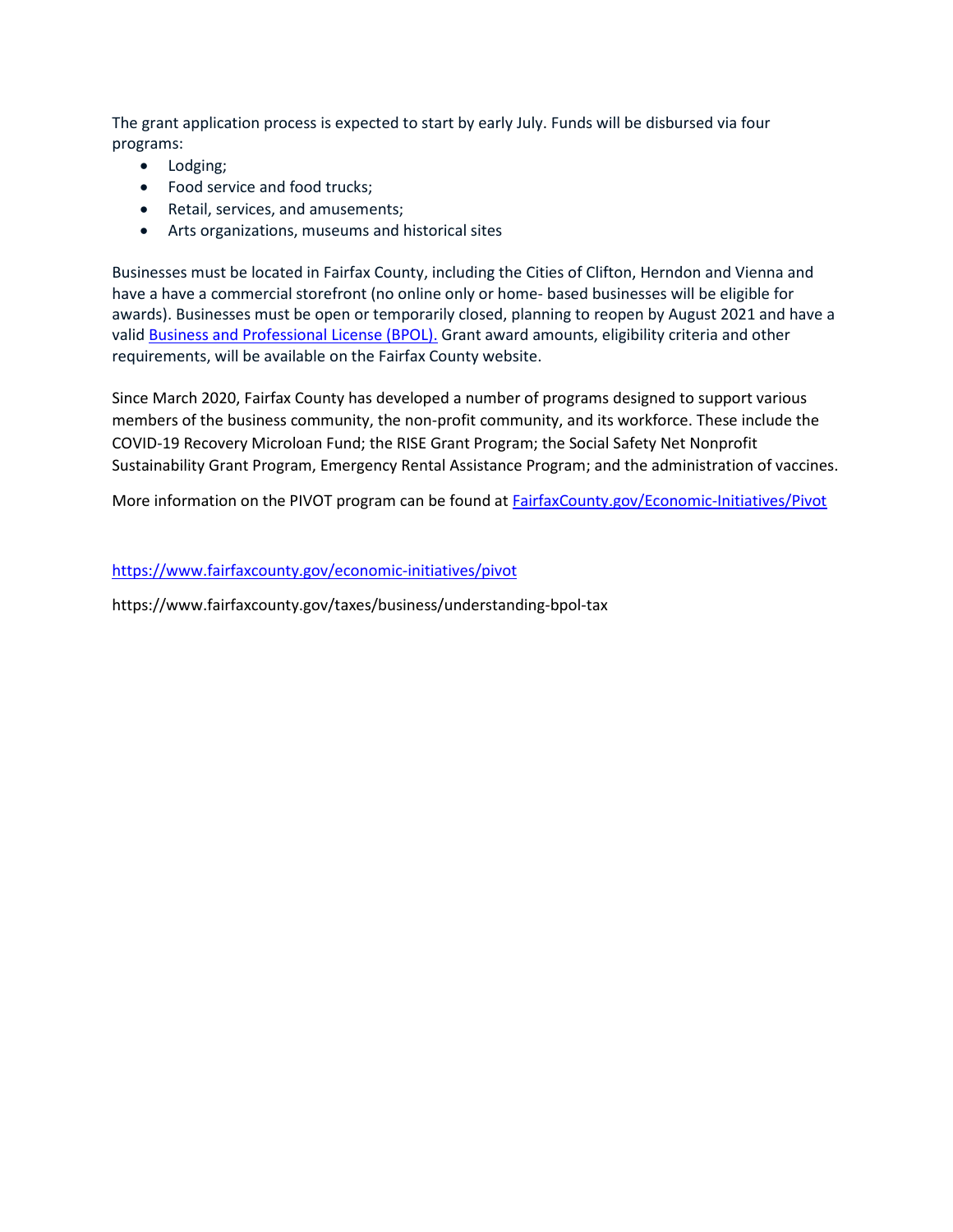The grant application process is expected to start by early July. Funds will be disbursed via four programs:

- Lodging;
- Food service and food trucks;
- Retail, services, and amusements;
- Arts organizations, museums and historical sites

Businesses must be located in Fairfax County, including the Cities of Clifton, Herndon and Vienna and have a have a commercial storefront (no online only or home- based businesses will be eligible for awards). Businesses must be open or temporarily closed, planning to reopen by August 2021 and have a valid [Business and Professional License (BPOL).](https://www.fairfaxcounty.gov/taxes/business/understanding-bpol-tax) Grant award amounts, eligibility criteria and other requirements, will be available on the Fairfax County website.

Since March 2020, Fairfax County has developed a number of programs designed to support various members of the business community, the non-profit community, and its workforce. These include the COVID-19 Recovery Microloan Fund; the RISE Grant Program; the Social Safety Net Nonprofit Sustainability Grant Program, Emergency Rental Assistance Program; and the administration of vaccines.

More information on the PIVOT program can be found at [FairfaxCounty.gov/Economic-Initiatives/Pivot](https://www.fairfaxcounty.gov/economic-initiatives/pivot)

https://www.fairfaxcounty.gov/economic-initiatives/pivot

https://www.fairfaxcounty.gov/taxes/business/understanding-bpol-tax